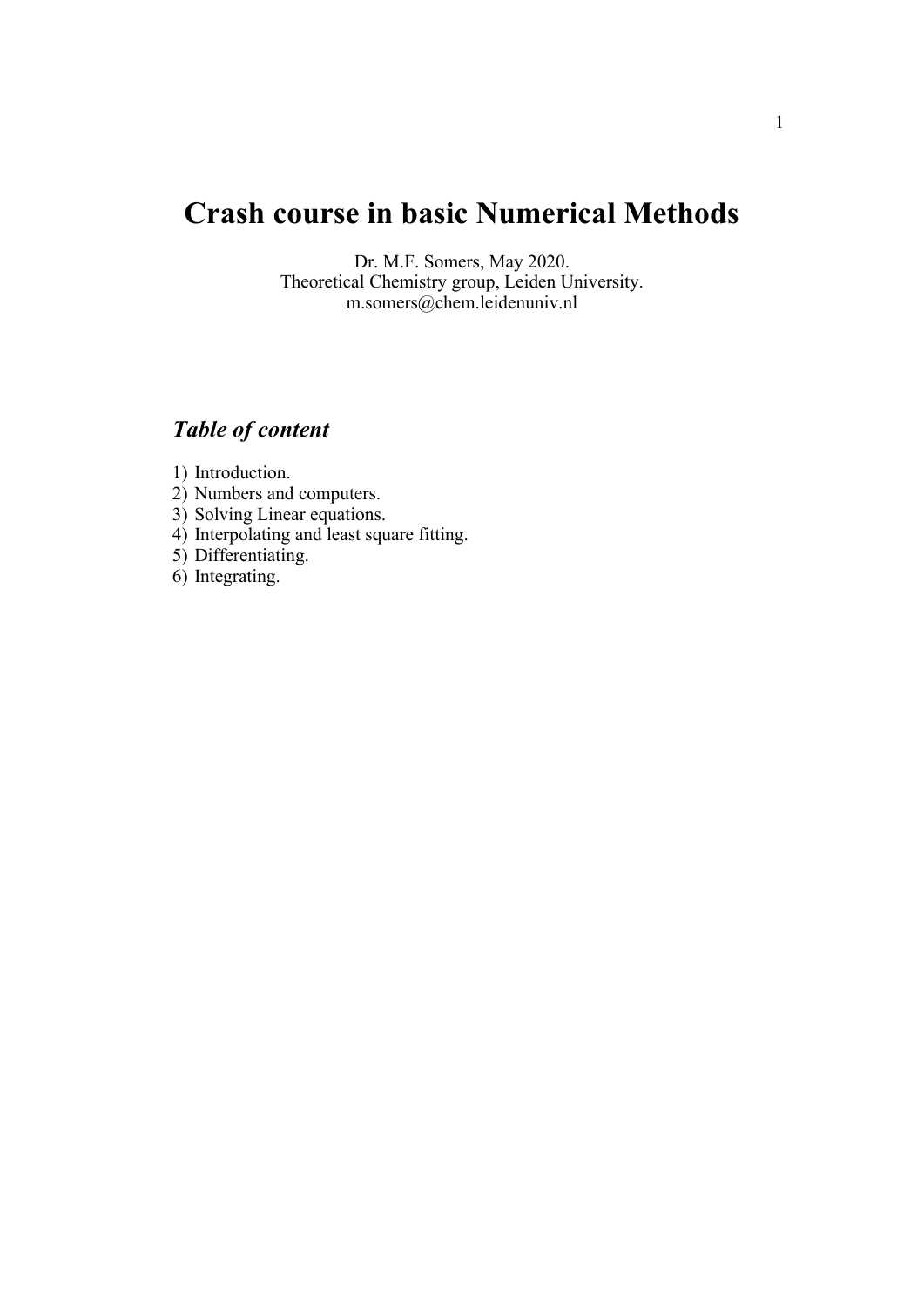# Crash course in basic Numerical Methods

Dr. M.F. Somers, May 2020.
Theoretical Chemistry group, Leiden University.
m.somers@chem.leidenuniv.nl

## *Table of content*

1) Introduction.
2) Numbers and computers.
3) Solving Linear equations.
4) Interpolating and least square fitting.
5) Differentiating.
6) Integrating.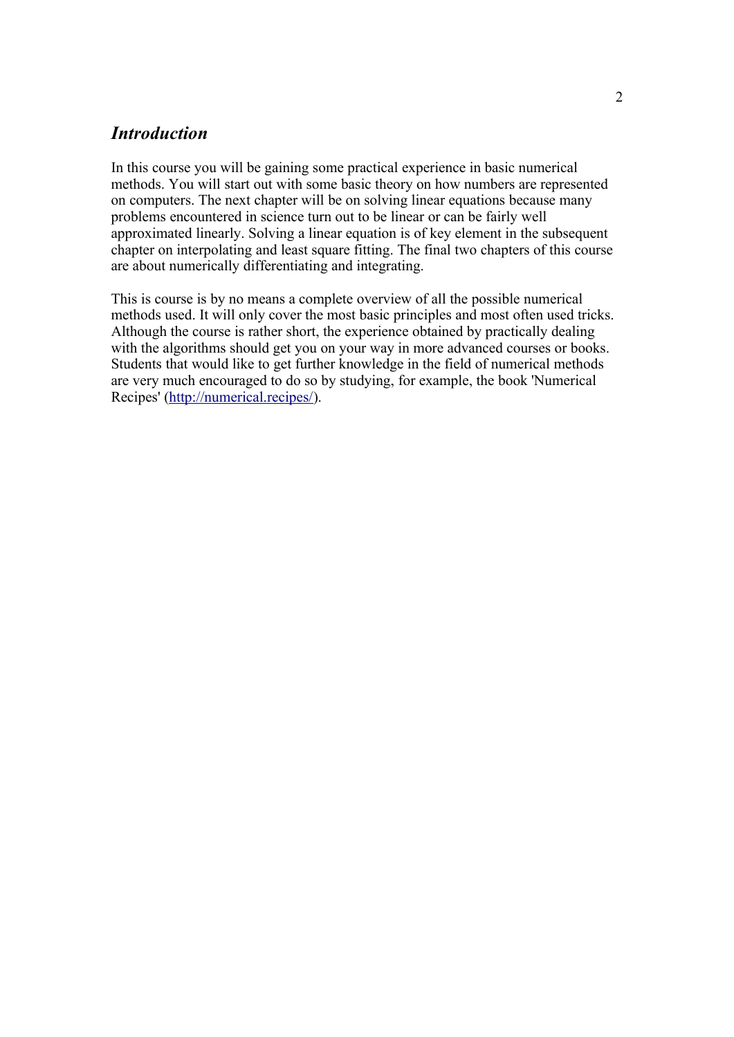## *Introduction*

In this course you will be gaining some practical experience in basic numerical methods. You will start out with some basic theory on how numbers are represented on computers. The next chapter will be on solving linear equations because many problems encountered in science turn out to be linear or can be fairly well approximated linearly. Solving a linear equation is of key element in the subsequent chapter on interpolating and least square fitting. The final two chapters of this course are about numerically differentiating and integrating.

This is course is by no means a complete overview of all the possible numerical methods used. It will only cover the most basic principles and most often used tricks. Although the course is rather short, the experience obtained by practically dealing with the algorithms should get you on your way in more advanced courses or books. Students that would like to get further knowledge in the field of numerical methods are very much encouraged to do so by studying, for example, the book 'Numerical Recipes' ([http://numerical.recipes/](http://numerical.recipes/)).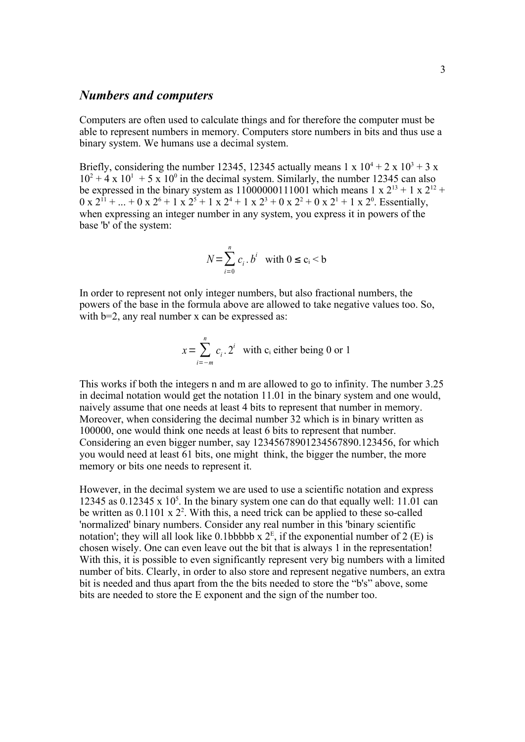## *Numbers and computers*

Computers are often used to calculate things and for therefore the computer must be able to represent numbers in memory. Computers store numbers in bits and thus use a binary system. We humans use a decimal system.

Briefly, considering the number 12345, 12345 actually means $1 \times 10^4 + 2 \times 10^3 + 3 \times 10^2 + 4 \times 10^1 + 5 \times 10^0$ in the decimal system. Similarly, the number 12345 can also be expressed in the binary system as 11000000111001 which means $1 \times 2^{13} + 1 \times 2^{12} + 0 \times 2^{11} + ... + 0 \times 2^6 + 1 \times 2^5 + 1 \times 2^4 + 1 \times 2^3 + 0 \times 2^2 + 0 \times 2^1 + 1 \times 2^0$. Essentially, when expressing an integer number in any system, you express it in powers of the base 'b' of the system:

$$N = \sum_{i=0}^{n} c_i \, . \, b^i \quad \text{with } 0 \leq c_i < b$$

In order to represent not only integer numbers, but also fractional numbers, the powers of the base in the formula above are allowed to take negative values too. So, with b=2, any real number x can be expressed as:

$$x = \sum_{i=-m}^{n} c_i \, . \, 2^i \quad \text{with } c_i \text{ either being 0 or 1}$$

This works if both the integers n and m are allowed to go to infinity. The number 3.25 in decimal notation would get the notation 11.01 in the binary system and one would, naively assume that one needs at least 4 bits to represent that number in memory. Moreover, when considering the decimal number 32 which is in binary written as 100000, one would think one needs at least 6 bits to represent that number. Considering an even bigger number, say 12345678901234567890.123456, for which you would need at least 61 bits, one might think, the bigger the number, the more memory or bits one needs to represent it.

However, in the decimal system we are used to use a scientific notation and express 12345 as $0.12345 \times 10^5$. In the binary system one can do that equally well: 11.01 can be written as $0.1101 \times 2^2$. With this, a need trick can be applied to these so-called 'normalized' binary numbers. Consider any real number in this 'binary scientific notation'; they will all look like $0.1bbbbb \times 2^E$, if the exponential number of 2 (E) is chosen wisely. One can even leave out the bit that is always 1 in the representation! With this, it is possible to even significantly represent very big numbers with a limited number of bits. Clearly, in order to also store and represent negative numbers, an extra bit is needed and thus apart from the the bits needed to store the "b's" above, some bits are needed to store the E exponent and the sign of the number too.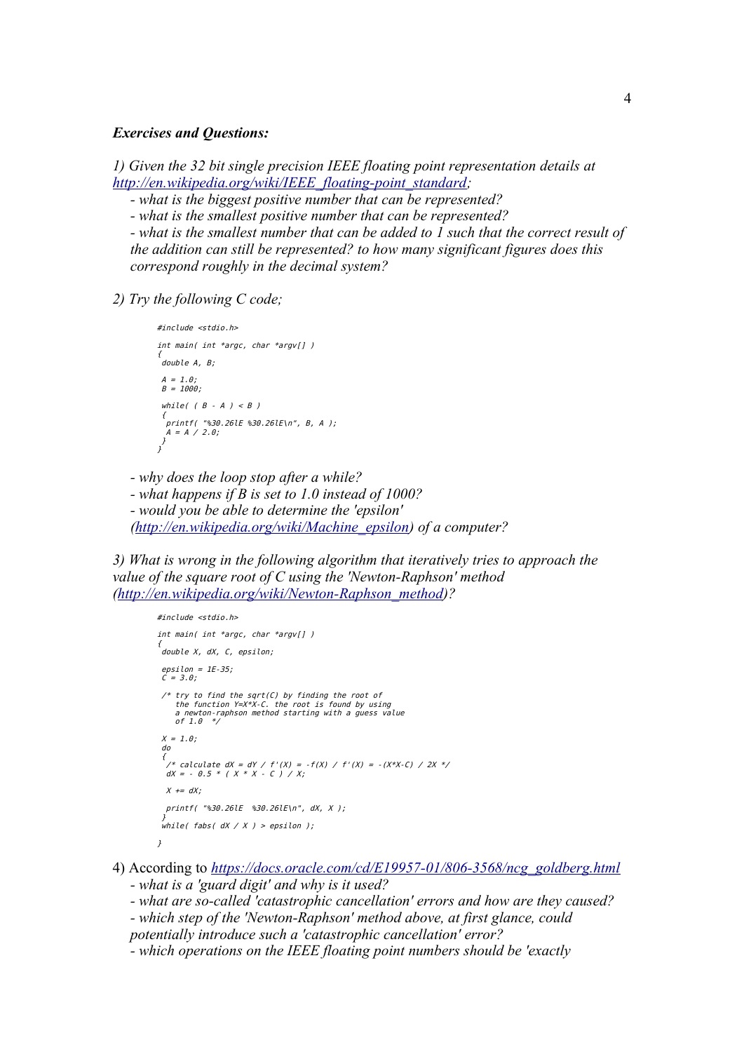***Exercises and Questions:***

*1) Given the 32 bit single precision IEEE floating point representation details at [http://en.wikipedia.org/wiki/IEEE_floating-point_standard](http://en.wikipedia.org/wiki/IEEE_floating-point_standard);*

- *what is the biggest positive number that can be represented?*
- *what is the smallest positive number that can be represented?*
- *what is the smallest number that can be added to 1 such that the correct result of the addition can still be represented? to how many significant figures does this correspond roughly in the decimal system?*

*2) Try the following C code;*

```
#include <stdio.h>

int main( int *argc, char *argv[] )
{
 double A, B;

 A = 1.0;
 B = 1000;

 while( ( B - A ) < B )
 {
  printf( "%30.26lE %30.26lE\n", B, A );
  A = A / 2.0;
 }
}
```

- *why does the loop stop after a while?*
- *what happens if B is set to 1.0 instead of 1000?*
- *would you be able to determine the 'epsilon' ([http://en.wikipedia.org/wiki/Machine_epsilon](http://en.wikipedia.org/wiki/Machine_epsilon)) of a computer?*

*3) What is wrong in the following algorithm that iteratively tries to approach the value of the square root of C using the 'Newton-Raphson' method ([http://en.wikipedia.org/wiki/Newton-Raphson_method](http://en.wikipedia.org/wiki/Newton-Raphson_method))?*

```
#include <stdio.h>

int main( int *argc, char *argv[] )
{
 double X, dX, C, epsilon;

 epsilon = 1E-35;
 C = 3.0;

 /* try to find the sqrt(C) by finding the root of
    the function Y=X*X-C. the root is found by using
    a newton-raphson method starting with a guess value
    of 1.0  */

 X = 1.0;
 do
 {
  /* calculate dX = dY / f'(X) = -f(X) / f'(X) = -(X*X-C) / 2X */
  dX = - 0.5 * ( X * X - C ) / X;

  X += dX;

  printf( "%30.26lE  %30.26lE\n", dX, X );
 }
 while( fabs( dX / X ) > epsilon );
}
```

4) According to [*https://docs.oracle.com/cd/E19957-01/806-3568/ncg_goldberg.html*](https://docs.oracle.com/cd/E19957-01/806-3568/ncg_goldberg.html)

- *what is a 'guard digit' and why is it used?*
- *what are so-called 'catastrophic cancellation' errors and how are they caused?*
- *which step of the 'Newton-Raphson' method above, at first glance, could potentially introduce such a 'catastrophic cancellation' error?*
- *which operations on the IEEE floating point numbers should be 'exactly*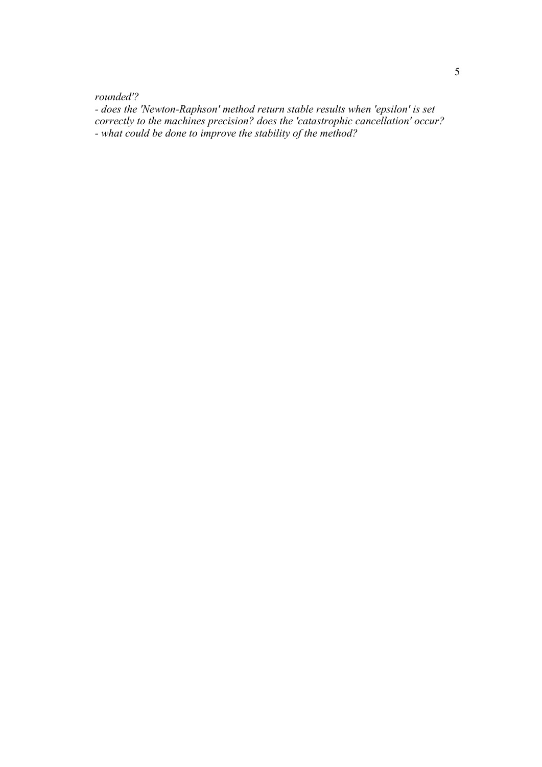*rounded'?*

*- does the 'Newton-Raphson' method return stable results when 'epsilon' is set correctly to the machines precision? does the 'catastrophic cancellation' occur?*

*- what could be done to improve the stability of the method?*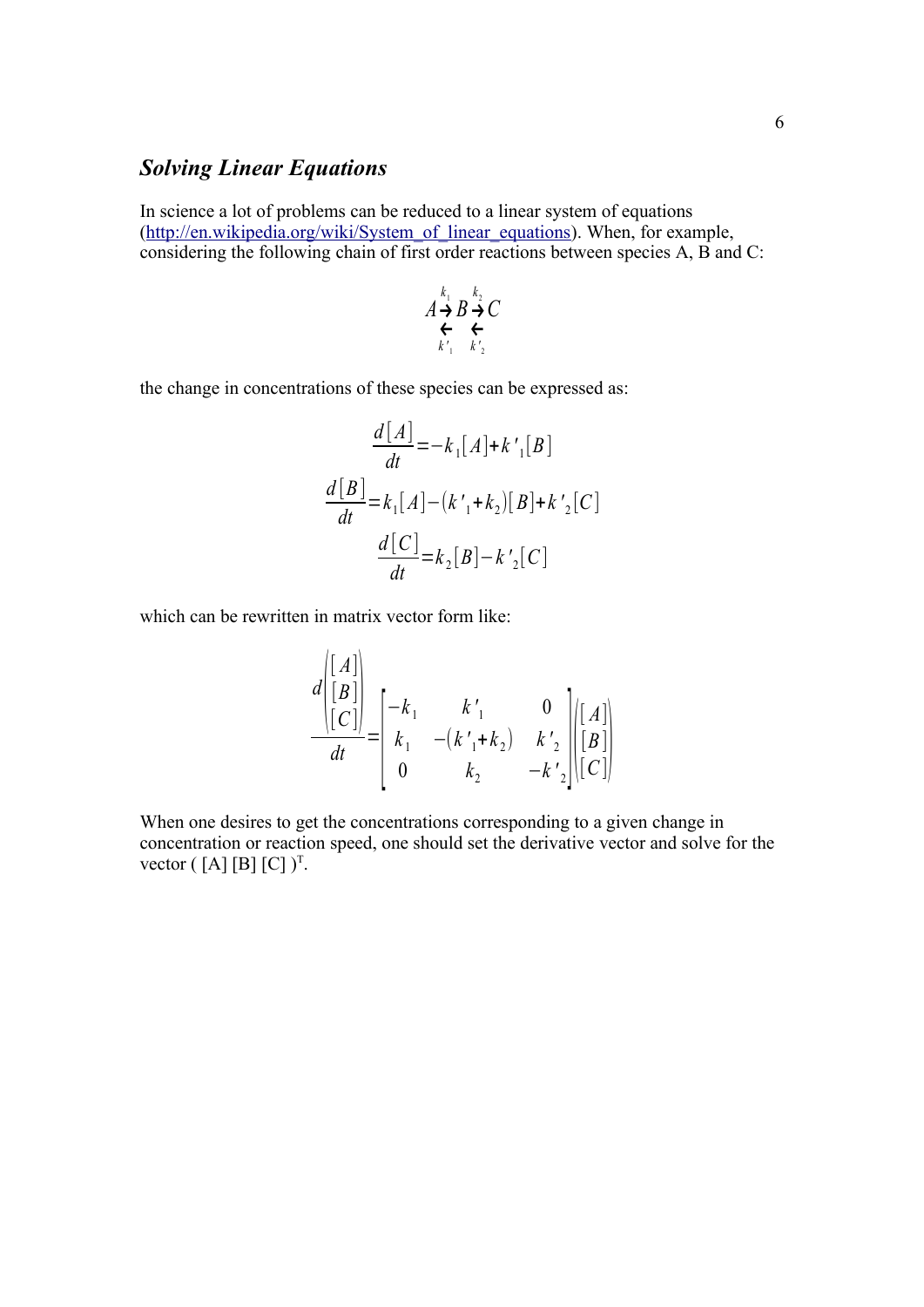## *Solving Linear Equations*

In science a lot of problems can be reduced to a linear system of equations (http://en.wikipedia.org/wiki/System_of_linear_equations). When, for example, considering the following chain of first order reactions between species A, B and C:

$$A \underset{k'_1}{\overset{k_1}{\rightleftarrows}} B \underset{k'_2}{\overset{k_2}{\rightleftarrows}} C$$

the change in concentrations of these species can be expressed as:

$$\frac{d[A]}{dt} = -k_1[A] + k'_1[B]$$

$$\frac{d[B]}{dt} = k_1[A] - (k'_1 + k_2)[B] + k'_2[C]$$

$$\frac{d[C]}{dt} = k_2[B] - k'_2[C]$$

which can be rewritten in matrix vector form like:

$$\frac{d\begin{pmatrix}[A]\\[B]\\[C]\end{pmatrix}}{dt} = \begin{bmatrix} -k_1 & k'_1 & 0 \\ k_1 & -(k'_1 + k_2) & k'_2 \\ 0 & k_2 & -k'_2 \end{bmatrix} \begin{pmatrix}[A]\\[B]\\[C]\end{pmatrix}$$

When one desires to get the concentrations corresponding to a given change in concentration or reaction speed, one should set the derivative vector and solve for the vector ( [A] [B] [C] )$^T$.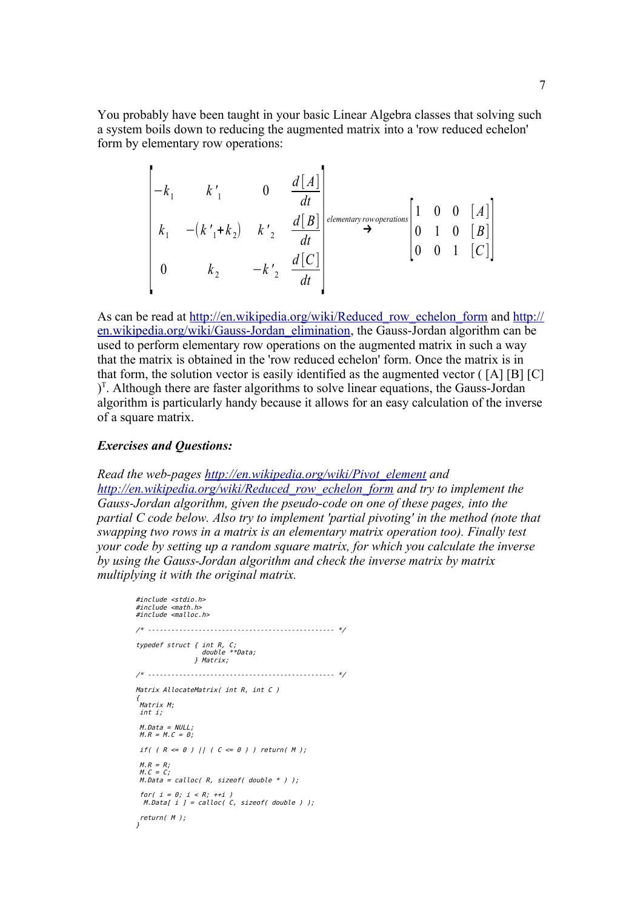You probably have been taught in your basic Linear Algebra classes that solving such a system boils down to reducing the augmented matrix into a 'row reduced echelon' form by elementary row operations:

$$\left[\begin{array}{ccc|c} -k_1 & k'_1 & 0 & \dfrac{d[A]}{dt} \\ k_1 & -(k'_1+k_2) & k'_2 & \dfrac{d[B]}{dt} \\ 0 & k_2 & -k'_2 & \dfrac{d[C]}{dt} \end{array}\right] \xrightarrow{\text{elementary row operations}} \left[\begin{array}{ccc|c} 1 & 0 & 0 & [A] \\ 0 & 1 & 0 & [B] \\ 0 & 0 & 1 & [C] \end{array}\right]$$

As can be read at http://en.wikipedia.org/wiki/Reduced_row_echelon_form and http://en.wikipedia.org/wiki/Gauss-Jordan_elimination, the Gauss-Jordan algorithm can be used to perform elementary row operations on the augmented matrix in such a way that the matrix is obtained in the 'row reduced echelon' form. Once the matrix is in that form, the solution vector is easily identified as the augmented vector ( [A] [B] [C] $)^T$. Although there are faster algorithms to solve linear equations, the Gauss-Jordan algorithm is particularly handy because it allows for an easy calculation of the inverse of a square matrix.

***Exercises and Questions:***

*Read the web-pages http://en.wikipedia.org/wiki/Pivot_element and http://en.wikipedia.org/wiki/Reduced_row_echelon_form and try to implement the Gauss-Jordan algorithm, given the pseudo-code on one of these pages, into the partial C code below. Also try to implement 'partial pivoting' in the method (note that swapping two rows in a matrix is an elementary matrix operation too). Finally test your code by setting up a random square matrix, for which you calculate the inverse by using the Gauss-Jordan algorithm and check the inverse matrix by matrix multiplying it with the original matrix.*

```
#include <stdio.h>
#include <math.h>
#include <malloc.h>

/* ------------------------------------------------ */

typedef struct { int R, C;
                 double **Data;
               } Matrix;

/* ------------------------------------------------ */

Matrix AllocateMatrix( int R, int C )
{
 Matrix M;
 int i;

 M.Data = NULL;
 M.R = M.C = 0;

 if( ( R <= 0 ) || ( C <= 0 ) ) return( M );

 M.R = R;
 M.C = C;
 M.Data = calloc( R, sizeof( double * ) );

 for( i = 0; i < R; ++i )
  M.Data[ i ] = calloc( C, sizeof( double ) );

 return( M );
}
```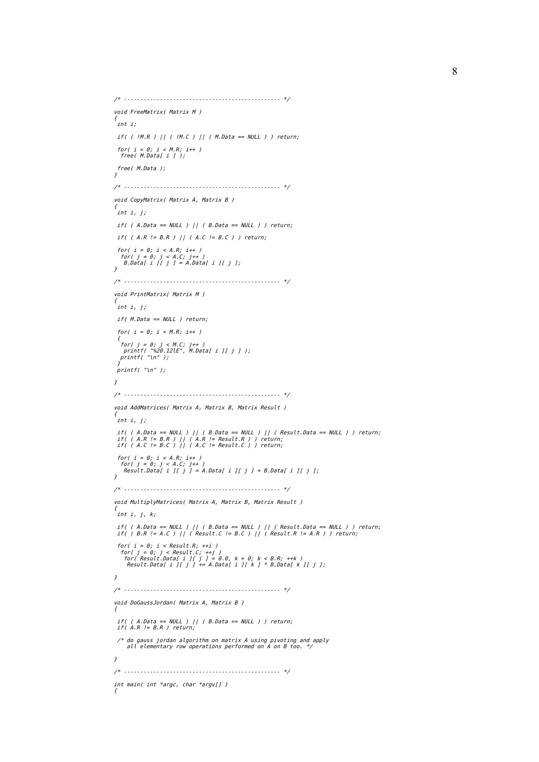```
/* ----------------------------------------------- */

void FreeMatrix( Matrix M )
{
 int i;

 if( ( !M.R ) || ( !M.C ) || ( M.Data == NULL ) ) return;

 for( i = 0; i < M.R; i++ )
  free( M.Data[ i ] );

 free( M.Data );
}

/* ----------------------------------------------- */

void CopyMatrix( Matrix A, Matrix B )
{
 int i, j;

 if( ( A.Data == NULL ) || ( B.Data == NULL ) ) return;

 if( ( A.R != B.R ) || ( A.C != B.C ) ) return;

 for( i = 0; i < A.R; i++ )
  for( j = 0; j < A.C; j++ )
   B.Data[ i ][ j ] = A.Data[ i ][ j ];
}

/* ----------------------------------------------- */

void PrintMatrix( Matrix M )
{
 int i, j;

 if( M.Data == NULL ) return;

 for( i = 0; i < M.R; i++ )
 {
  for( j = 0; j < M.C; j++ )
   printf( "%20.12lE", M.Data[ i ][ j ] );
  printf( "\n" );
 }
 printf( "\n" );

}

/* ----------------------------------------------- */

void AddMatrices( Matrix A, Matrix B, Matrix Result )
{
 int i, j;

 if( ( A.Data == NULL ) || ( B.Data == NULL ) || ( Result.Data == NULL ) ) return;
 if( ( A.R != B.R ) || ( A.R != Result.R ) ) return;
 if( ( A.C != B.C ) || ( A.C != Result.C ) ) return;

 for( i = 0; i < A.R; i++ )
  for( j = 0; j < A.C; j++ )
   Result.Data[ i ][ j ] = A.Data[ i ][ j ] + B.Data[ i ][ j ];
}

/* ----------------------------------------------- */

void MultiplyMatrices( Matrix A, Matrix B, Matrix Result )
{
 int i, j, k;

 if( ( A.Data == NULL ) || ( B.Data == NULL ) || ( Result.Data == NULL ) ) return;
 if( ( B.R != A.C ) || ( Result.C != B.C ) || ( Result.R != A.R ) ) return;

 for( i = 0; i < Result.R; ++i )
  for( j = 0; j < Result.C; ++j )
   for( Result.Data[ i ][ j ] = 0.0, k = 0; k < B.R; ++k )
    Result.Data[ i ][ j ] += A.Data[ i ][ k ] * B.Data[ k ][ j ];

}

/* ----------------------------------------------- */

void DoGaussJordan( Matrix A, Matrix B )
{

 if( ( A.Data == NULL ) || ( B.Data == NULL ) ) return;
 if( A.R != B.R ) return;

 /* do gauss jordan algorithm on matrix A using pivoting and apply
    all elementary row operations performed on A on B too. */

}

/* ----------------------------------------------- */

int main( int *argc, char *argv[] )
{
```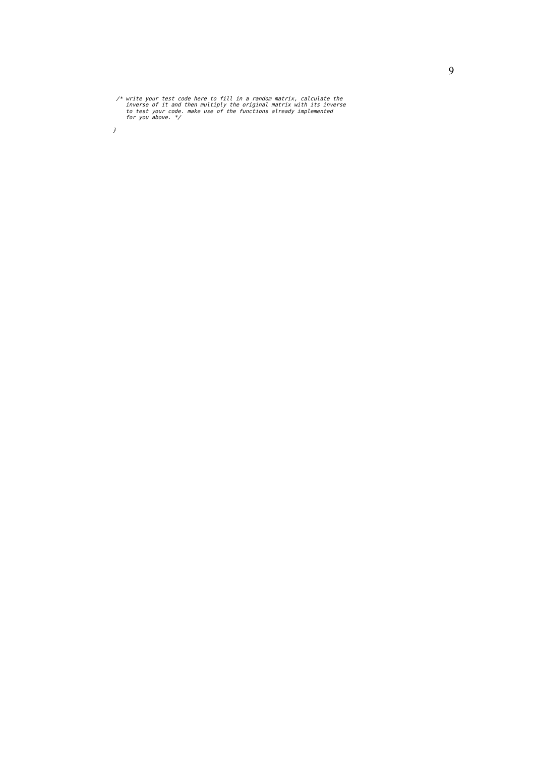```
    /* write your test code here to fill in a random matrix, calculate the
       inverse of it and then multiply the original matrix with its inverse
       to test your code. make use of the functions already implemented
       for you above. */

}
```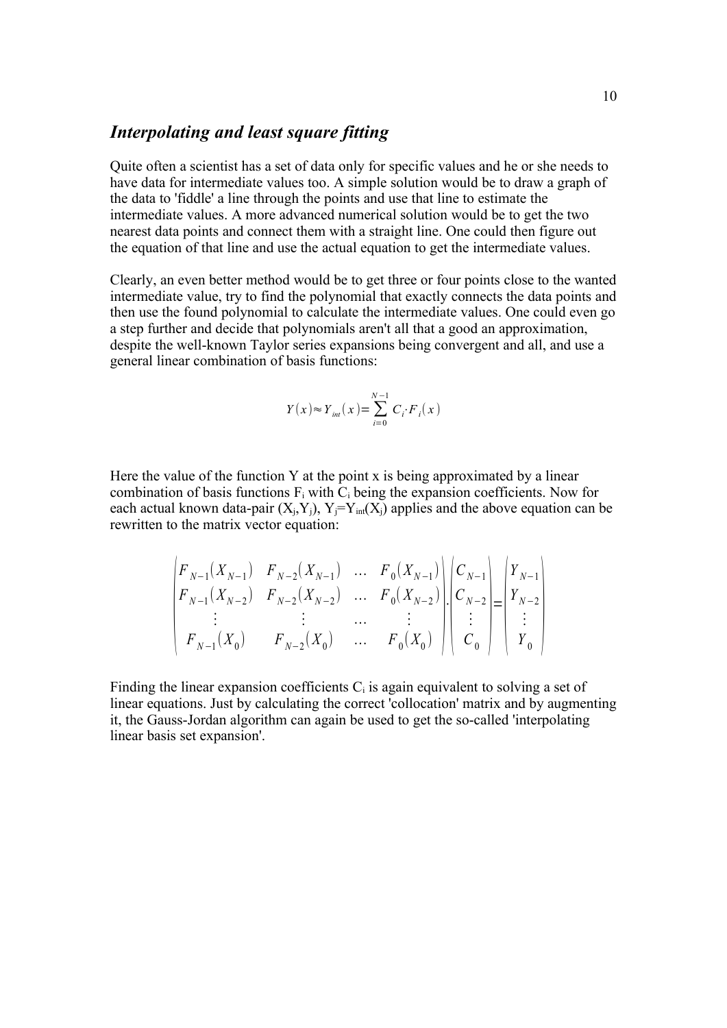## *Interpolating and least square fitting*

Quite often a scientist has a set of data only for specific values and he or she needs to have data for intermediate values too. A simple solution would be to draw a graph of the data to 'fiddle' a line through the points and use that line to estimate the intermediate values. A more advanced numerical solution would be to get the two nearest data points and connect them with a straight line. One could then figure out the equation of that line and use the actual equation to get the intermediate values.

Clearly, an even better method would be to get three or four points close to the wanted intermediate value, try to find the polynomial that exactly connects the data points and then use the found polynomial to calculate the intermediate values. One could even go a step further and decide that polynomials aren't all that a good an approximation, despite the well-known Taylor series expansions being convergent and all, and use a general linear combination of basis functions:

$$Y(x) \approx Y_{int}(x) = \sum_{i=0}^{N-1} C_i \cdot F_i(x)$$

Here the value of the function Y at the point x is being approximated by a linear combination of basis functions $F_i$ with $C_i$ being the expansion coefficients. Now for each actual known data-pair $(X_j, Y_j)$, $Y_j = Y_{int}(X_j)$ applies and the above equation can be rewritten to the matrix vector equation:

$$\begin{pmatrix} F_{N-1}(X_{N-1}) & F_{N-2}(X_{N-1}) & \dots & F_0(X_{N-1}) \\ F_{N-1}(X_{N-2}) & F_{N-2}(X_{N-2}) & \dots & F_0(X_{N-2}) \\ \vdots & \vdots & \dots & \vdots \\ F_{N-1}(X_0) & F_{N-2}(X_0) & \dots & F_0(X_0) \end{pmatrix} . \begin{pmatrix} C_{N-1} \\ C_{N-2} \\ \vdots \\ C_0 \end{pmatrix} = \begin{pmatrix} Y_{N-1} \\ Y_{N-2} \\ \vdots \\ Y_0 \end{pmatrix}$$

Finding the linear expansion coefficients $C_i$ is again equivalent to solving a set of linear equations. Just by calculating the correct 'collocation' matrix and by augmenting it, the Gauss-Jordan algorithm can again be used to get the so-called 'interpolating linear basis set expansion'.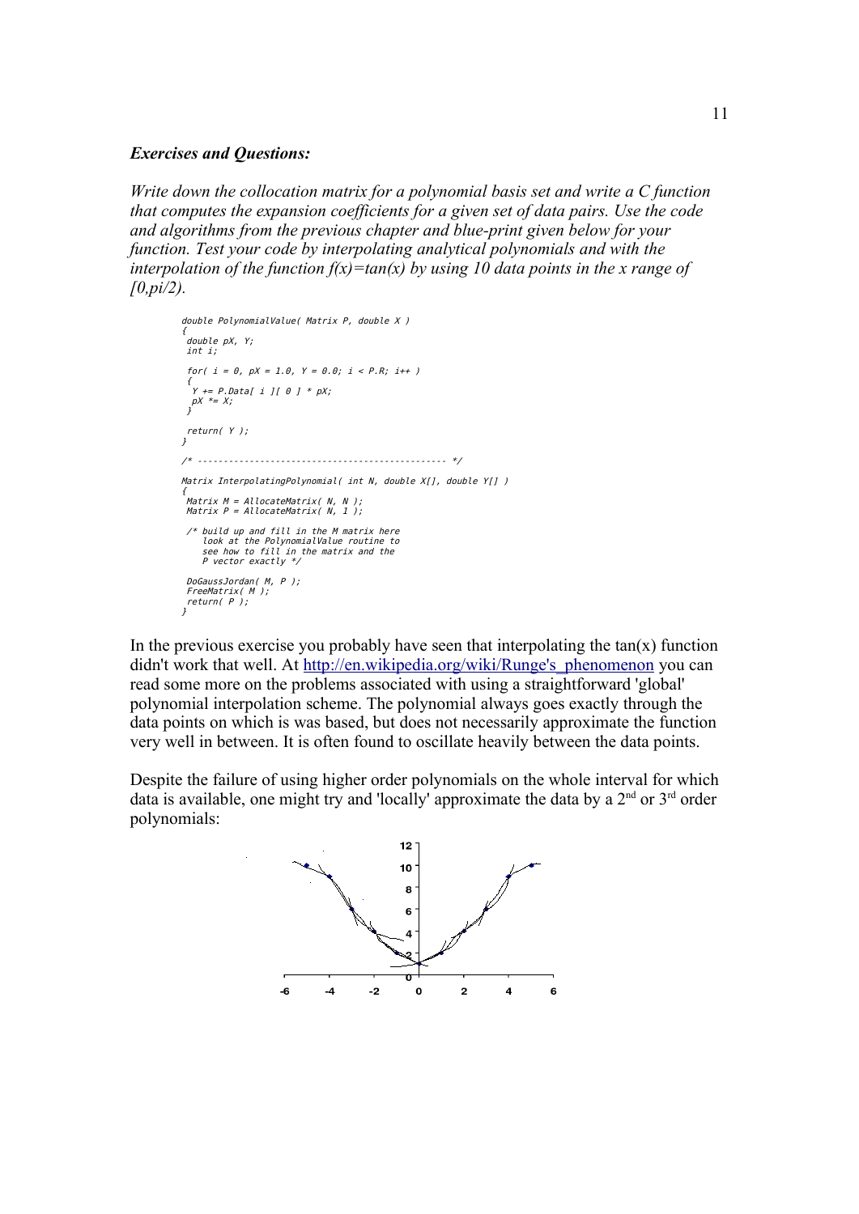***Exercises and Questions:***

*Write down the collocation matrix for a polynomial basis set and write a C function that computes the expansion coefficients for a given set of data pairs. Use the code and algorithms from the previous chapter and blue-print given below for your function. Test your code by interpolating analytical polynomials and with the interpolation of the function f(x)=tan(x) by using 10 data points in the x range of [0,pi/2).*

```
double PolynomialValue( Matrix P, double X )
{
 double pX, Y;
 int i;

 for( i = 0, pX = 1.0, Y = 0.0; i < P.R; i++ )
 {
  Y += P.Data[ i ][ 0 ] * pX;
  pX *= X;
 }

 return( Y );
}

/* ---------------------------------------------- */

Matrix InterpolatingPolynomial( int N, double X[], double Y[] )
{
 Matrix M = AllocateMatrix( N, N );
 Matrix P = AllocateMatrix( N, 1 );

 /* build up and fill in the M matrix here
    look at the PolynomialValue routine to
    see how to fill in the matrix and the
    P vector exactly */

 DoGaussJordan( M, P );
 FreeMatrix( M );
 return( P );
}
```

In the previous exercise you probably have seen that interpolating the tan(x) function didn't work that well. At http://en.wikipedia.org/wiki/Runge's_phenomenon you can read some more on the problems associated with using a straightforward 'global' polynomial interpolation scheme. The polynomial always goes exactly through the data points on which is was based, but does not necessarily approximate the function very well in between. It is often found to oscillate heavily between the data points.

Despite the failure of using higher order polynomials on the whole interval for which data is available, one might try and 'locally' approximate the data by a 2nd or 3rd order polynomials: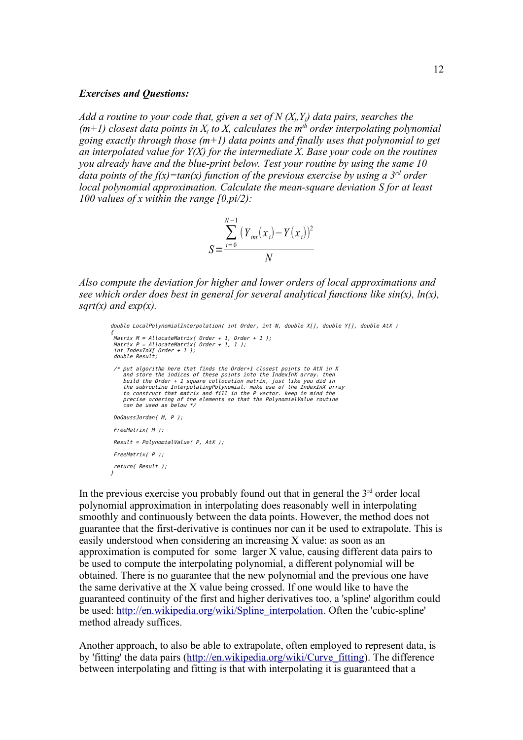***Exercises and Questions:***

*Add a routine to your code that, given a set of N ($X_j$,$Y_j$) data pairs, searches the (m+1) closest data points in $X_j$ to X, calculates the $m^{th}$ order interpolating polynomial going exactly through those (m+1) data points and finally uses that polynomial to get an interpolated value for Y(X) for the intermediate X. Base your code on the routines you already have and the blue-print below. Test your routine by using the same 10 data points of the f(x)=tan(x) function of the previous exercise by using a $3^{rd}$ order local polynomial approximation. Calculate the mean-square deviation S for at least 100 values of x within the range [0,pi/2):*

$$S = \frac{\sum_{i=0}^{N-1} \left( Y_{int}(x_i) - Y(x_i) \right)^2}{N}$$

*Also compute the deviation for higher and lower orders of local approximations and see which order does best in general for several analytical functions like sin(x), ln(x), sqrt(x) and exp(x).*

```
double LocalPolynomialInterpolation( int Order, int N, double X[], double Y[], double AtX )
{
 Matrix M = AllocateMatrix( Order + 1, Order + 1 );
 Matrix P = AllocateMatrix( Order + 1, 1 );
 int IndexInX[ Order + 1 ];
 double Result;

 /* put algorithm here that finds the Order+1 closest points to AtX in X
    and store the indices of these points into the IndexInX array. then
    build the Order + 1 square collocation matrix, just like you did in
    the subroutine InterpolatingPolynomial. make use of the IndexInX array
    to construct that matrix and fill in the P vector. keep in mind the
    precise ordering of the elements so that the PolynomialValue routine
    can be used as below */

 DoGaussJordan( M, P );

 FreeMatrix( M );

 Result = PolynomialValue( P, AtX );

 FreeMatrix( P );

 return( Result );
}
```

In the previous exercise you probably found out that in general the $3^{rd}$ order local polynomial approximation in interpolating does reasonably well in interpolating smoothly and continuously between the data points. However, the method does not guarantee that the first-derivative is continues nor can it be used to extrapolate. This is easily understood when considering an increasing X value: as soon as an approximation is computed for some larger X value, causing different data pairs to be used to compute the interpolating polynomial, a different polynomial will be obtained. There is no guarantee that the new polynomial and the previous one have the same derivative at the X value being crossed. If one would like to have the guaranteed continuity of the first and higher derivatives too, a 'spline' algorithm could be used: http://en.wikipedia.org/wiki/Spline_interpolation. Often the 'cubic-spline' method already suffices.

Another approach, to also be able to extrapolate, often employed to represent data, is by 'fitting' the data pairs (http://en.wikipedia.org/wiki/Curve_fitting). The difference between interpolating and fitting is that with interpolating it is guaranteed that a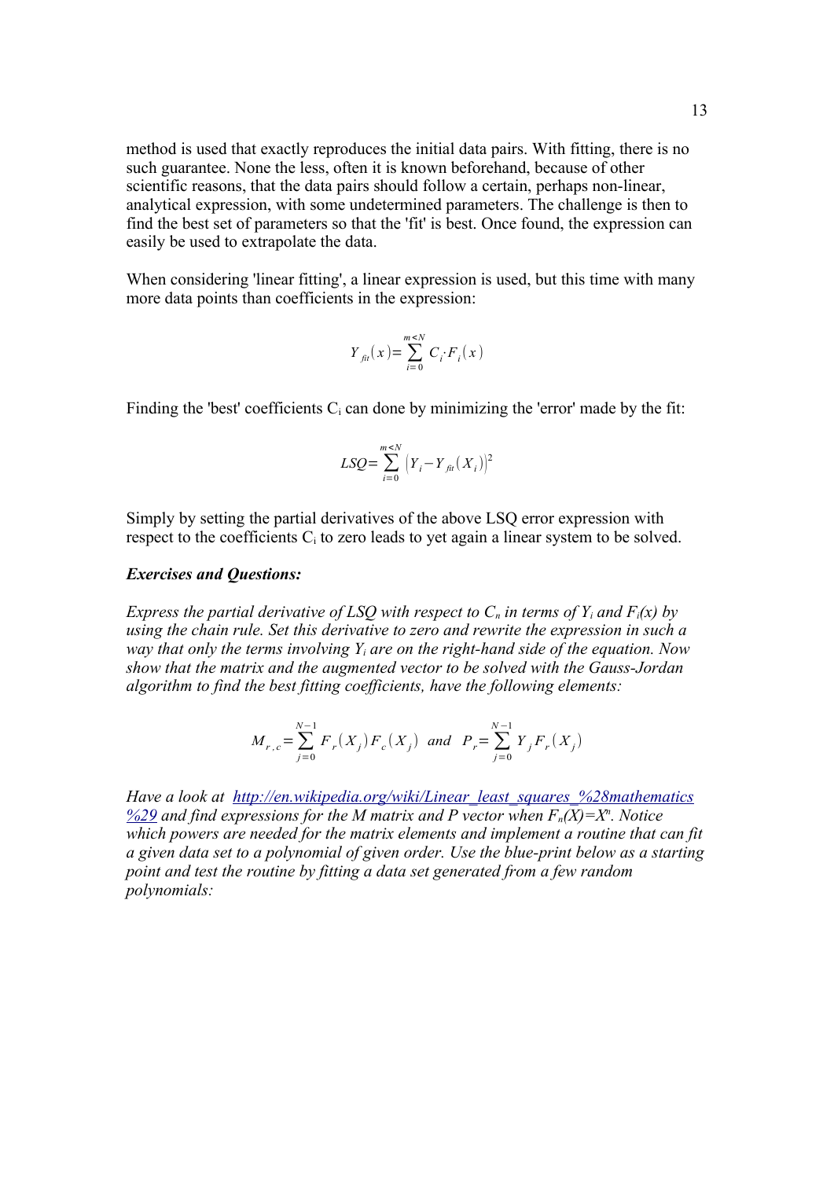method is used that exactly reproduces the initial data pairs. With fitting, there is no such guarantee. None the less, often it is known beforehand, because of other scientific reasons, that the data pairs should follow a certain, perhaps non-linear, analytical expression, with some undetermined parameters. The challenge is then to find the best set of parameters so that the 'fit' is best. Once found, the expression can easily be used to extrapolate the data.

When considering 'linear fitting', a linear expression is used, but this time with many more data points than coefficients in the expression:

$$Y_{fit}(x) = \sum_{i=0}^{m<N} C_i \cdot F_i(x)$$

Finding the 'best' coefficients $C_i$ can done by minimizing the 'error' made by the fit:

$$LSQ = \sum_{i=0}^{m<N} \left(Y_i - Y_{fit}(X_i)\right)^2$$

Simply by setting the partial derivatives of the above LSQ error expression with respect to the coefficients $C_i$ to zero leads to yet again a linear system to be solved.

***Exercises and Questions:***

*Express the partial derivative of LSQ with respect to $C_n$ in terms of $Y_i$ and $F_i(x)$ by using the chain rule. Set this derivative to zero and rewrite the expression in such a way that only the terms involving $Y_i$ are on the right-hand side of the equation. Now show that the matrix and the augmented vector to be solved with the Gauss-Jordan algorithm to find the best fitting coefficients, have the following elements:*

$$M_{r,c} = \sum_{j=0}^{N-1} F_r(X_j) F_c(X_j) \quad and \quad P_r = \sum_{j=0}^{N-1} Y_j F_r(X_j)$$

*Have a look at [http://en.wikipedia.org/wiki/Linear_least_squares_%28mathematics%29](http://en.wikipedia.org/wiki/Linear_least_squares_%28mathematics%29) and find expressions for the M matrix and P vector when $F_n(X)=X^n$. Notice which powers are needed for the matrix elements and implement a routine that can fit a given data set to a polynomial of given order. Use the blue-print below as a starting point and test the routine by fitting a data set generated from a few random polynomials:*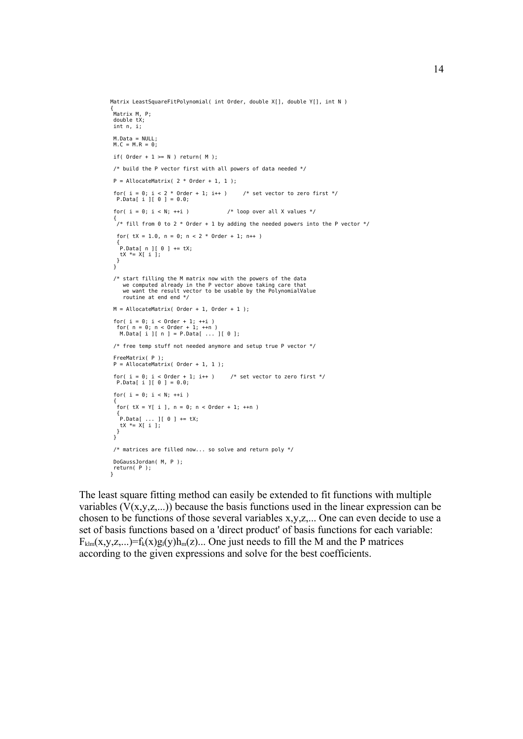```
Matrix LeastSquareFitPolynomial( int Order, double X[], double Y[], int N )
{
 Matrix M, P;
 double tX;
 int n, i;

 M.Data = NULL;
 M.C = M.R = 0;

 if( Order + 1 >= N ) return( M );

 /* build the P vector first with all powers of data needed */

 P = AllocateMatrix( 2 * Order + 1, 1 );

 for( i = 0; i < 2 * Order + 1; i++ )     /* set vector to zero first */
  P.Data[ i ][ 0 ] = 0.0;

 for( i = 0; i < N; ++i )            /* loop over all X values */
 {
  /* fill from 0 to 2 * Order + 1 by adding the needed powers into the P vector */

  for( tX = 1.0, n = 0; n < 2 * Order + 1; n++ )
  {
   P.Data[ n ][ 0 ] += tX;
   tX *= X[ i ];
  }
 }

 /* start filling the M matrix now with the powers of the data
    we computed already in the P vector above taking care that
    we want the result vector to be usable by the PolynomialValue
    routine at end end */

 M = AllocateMatrix( Order + 1, Order + 1 );

 for( i = 0; i < Order + 1; ++i )
  for( n = 0; n < Order + 1; ++n )
   M.Data[ i ][ n ] = P.Data[ ... ][ 0 ];

 /* free temp stuff not needed anymore and setup true P vector */

 FreeMatrix( P );
 P = AllocateMatrix( Order + 1, 1 );

 for( i = 0; i < Order + 1; i++ )     /* set vector to zero first */
  P.Data[ i ][ 0 ] = 0.0;

 for( i = 0; i < N; ++i )
 {
  for( tX = Y[ i ], n = 0; n < Order + 1; ++n )
  {
   P.Data[ ... ][ 0 ] += tX;
   tX *= X[ i ];
  }
 }

 /* matrices are filled now... so solve and return poly */

 DoGaussJordan( M, P );
 return( P );
}
```

The least square fitting method can easily be extended to fit functions with multiple variables ($V(x,y,z,...)$) because the basis functions used in the linear expression can be chosen to be functions of those several variables x,y,z,... One can even decide to use a set of basis functions based on a 'direct product' of basis functions for each variable: $F_{klm}(x,y,z,...)=f_k(x)g_l(y)h_m(z)...$ One just needs to fill the M and the P matrices according to the given expressions and solve for the best coefficients.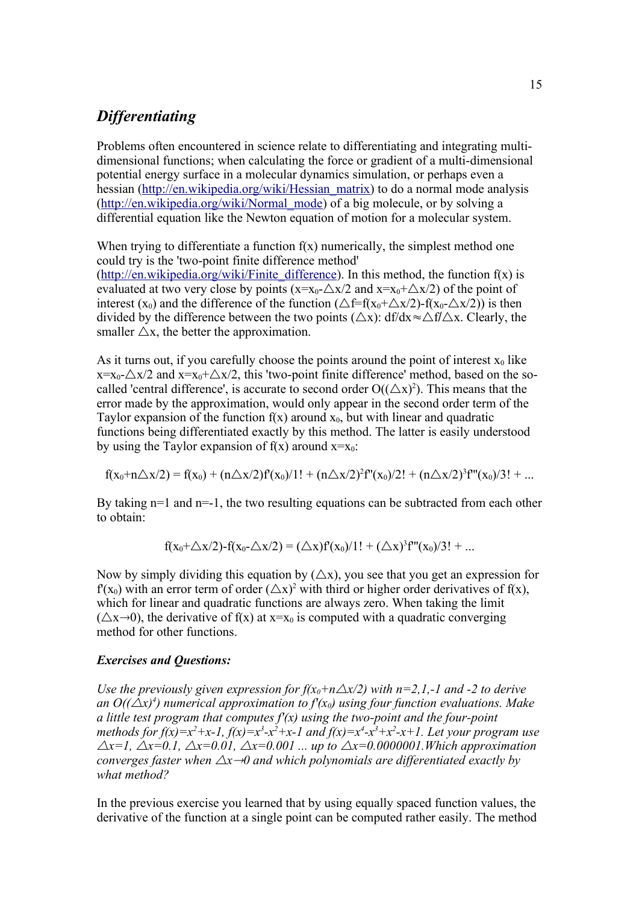## *Differentiating*

Problems often encountered in science relate to differentiating and integrating multi-dimensional functions; when calculating the force or gradient of a multi-dimensional potential energy surface in a molecular dynamics simulation, or perhaps even a hessian (http://en.wikipedia.org/wiki/Hessian_matrix) to do a normal mode analysis (http://en.wikipedia.org/wiki/Normal_mode) of a big molecule, or by solving a differential equation like the Newton equation of motion for a molecular system.

When trying to differentiate a function $f(x)$ numerically, the simplest method one could try is the 'two-point finite difference method' (http://en.wikipedia.org/wiki/Finite_difference). In this method, the function $f(x)$ is evaluated at two very close by points ($x=x_0-\triangle x/2$ and $x=x_0+\triangle x/2$) of the point of interest ($x_0$) and the difference of the function ($\triangle f=f(x_0+\triangle x/2)-f(x_0-\triangle x/2)$) is then divided by the difference between the two points ($\triangle x$): $df/dx\approx\triangle f/\triangle x$. Clearly, the smaller $\triangle x$, the better the approximation.

As it turns out, if you carefully choose the points around the point of interest $x_0$ like $x=x_0-\triangle x/2$ and $x=x_0+\triangle x/2$, this 'two-point finite difference' method, based on the so-called 'central difference', is accurate to second order $O((\triangle x)^2)$. This means that the error made by the approximation, would only appear in the second order term of the Taylor expansion of the function $f(x)$ around $x_0$, but with linear and quadratic functions being differentiated exactly by this method. The latter is easily understood by using the Taylor expansion of $f(x)$ around $x=x_0$:

$$f(x_0+n\triangle x/2) = f(x_0) + (n\triangle x/2)f'(x_0)/1! + (n\triangle x/2)^2f''(x_0)/2! + (n\triangle x/2)^3f'''(x_0)/3! + ...$$

By taking n=1 and n=-1, the two resulting equations can be subtracted from each other to obtain:

$$f(x_0+\triangle x/2)-f(x_0-\triangle x/2) = (\triangle x)f'(x_0)/1! + (\triangle x)^3f'''(x_0)/3! + ...$$

Now by simply dividing this equation by ($\triangle x$), you see that you get an expression for $f'(x_0)$ with an error term of order $(\triangle x)^2$ with third or higher order derivatives of $f(x)$, which for linear and quadratic functions are always zero. When taking the limit ($\triangle x\to 0$), the derivative of $f(x)$ at $x=x_0$ is computed with a quadratic converging method for other functions.

***Exercises and Questions:***

*Use the previously given expression for $f(x_0+n\triangle x/2)$ with n=2,1,-1 and -2 to derive an $O((\triangle x)^4)$ numerical approximation to $f'(x_0)$ using four function evaluations. Make a little test program that computes $f'(x)$ using the two-point and the four-point methods for $f(x)=x^2+x-1$, $f(x)=x^3-x^2+x-1$ and $f(x)=x^4-x^3+x^2-x+1$. Let your program use $\triangle x=1$, $\triangle x=0.1$, $\triangle x=0.01$, $\triangle x=0.001$ ... up to $\triangle x=0.0000001$. Which approximation converges faster when $\triangle x\to 0$ and which polynomials are differentiated exactly by what method?*

In the previous exercise you learned that by using equally spaced function values, the derivative of the function at a single point can be computed rather easily. The method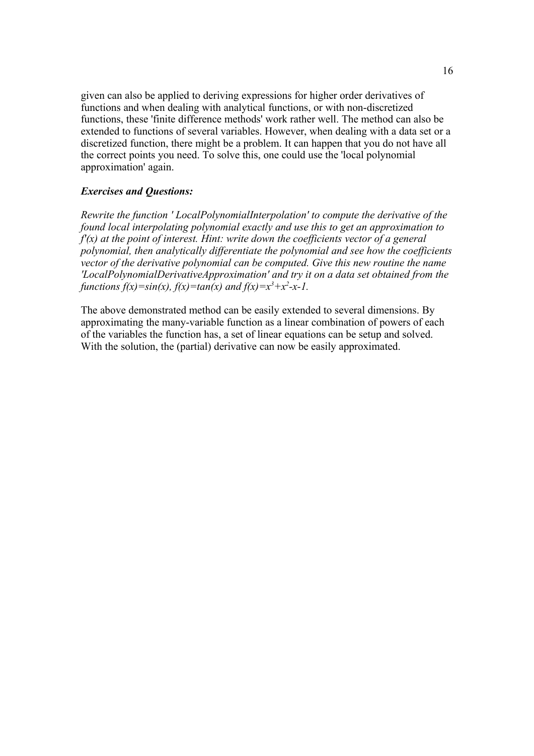given can also be applied to deriving expressions for higher order derivatives of functions and when dealing with analytical functions, or with non-discretized functions, these 'finite difference methods' work rather well. The method can also be extended to functions of several variables. However, when dealing with a data set or a discretized function, there might be a problem. It can happen that you do not have all the correct points you need. To solve this, one could use the 'local polynomial approximation' again.

***Exercises and Questions:***

*Rewrite the function ' LocalPolynomialInterpolation' to compute the derivative of the found local interpolating polynomial exactly and use this to get an approximation to $f'(x)$ at the point of interest. Hint: write down the coefficients vector of a general polynomial, then analytically differentiate the polynomial and see how the coefficients vector of the derivative polynomial can be computed. Give this new routine the name 'LocalPolynomialDerivativeApproximation' and try it on a data set obtained from the functions $f(x)=\sin(x)$, $f(x)=\tan(x)$ and $f(x)=x^3+x^2-x-1$.*

The above demonstrated method can be easily extended to several dimensions. By approximating the many-variable function as a linear combination of powers of each of the variables the function has, a set of linear equations can be setup and solved. With the solution, the (partial) derivative can now be easily approximated.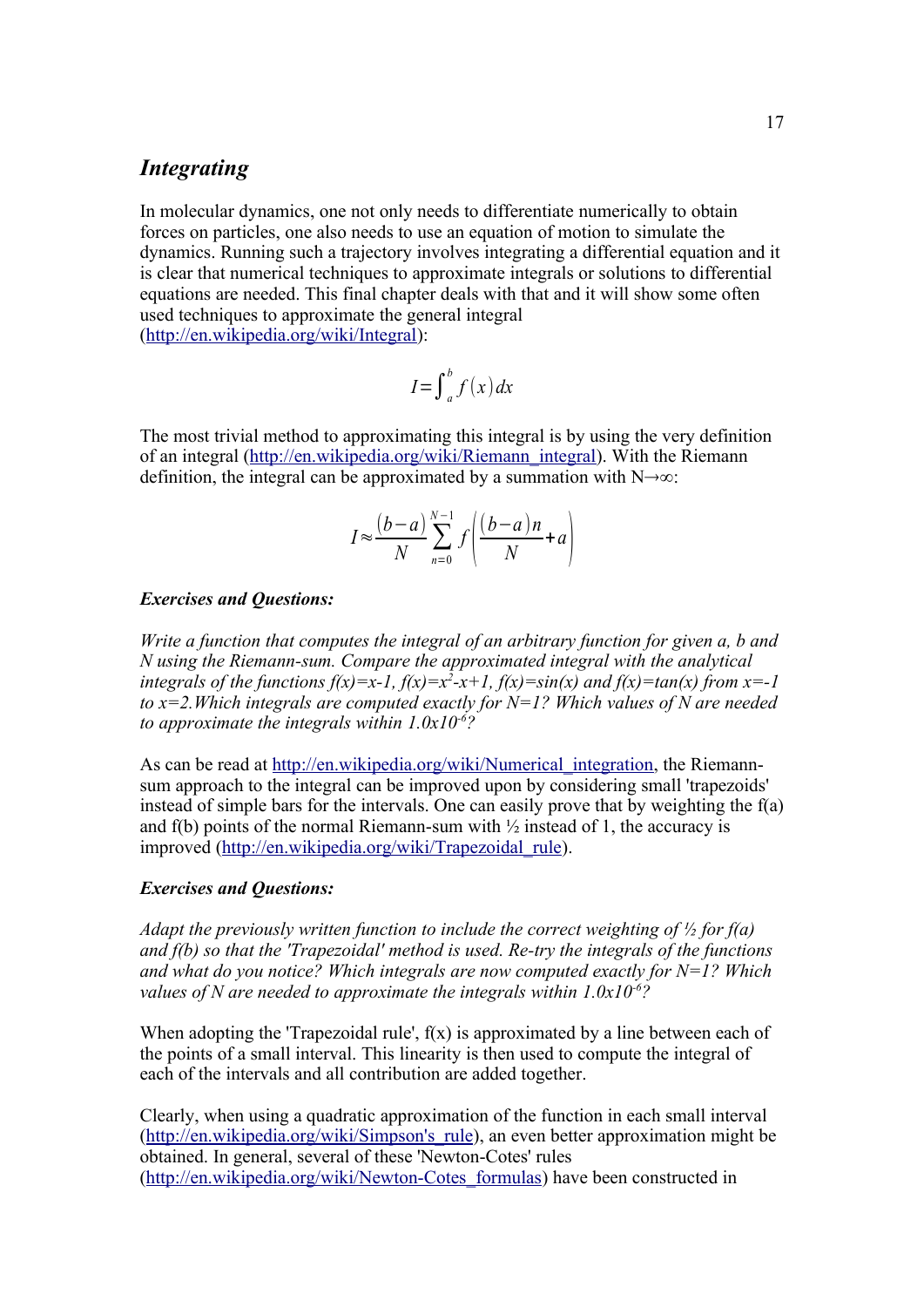## *Integrating*

In molecular dynamics, one not only needs to differentiate numerically to obtain forces on particles, one also needs to use an equation of motion to simulate the dynamics. Running such a trajectory involves integrating a differential equation and it is clear that numerical techniques to approximate integrals or solutions to differential equations are needed. This final chapter deals with that and it will show some often used techniques to approximate the general integral (http://en.wikipedia.org/wiki/Integral):

$$I = \int_a^b f(x)\,dx$$

The most trivial method to approximating this integral is by using the very definition of an integral (http://en.wikipedia.org/wiki/Riemann_integral). With the Riemann definition, the integral can be approximated by a summation with $N \rightarrow \infty$:

$$I \approx \frac{(b-a)}{N} \sum_{n=0}^{N-1} f\left(\frac{(b-a)n}{N} + a\right)$$

***Exercises and Questions:***

*Write a function that computes the integral of an arbitrary function for given a, b and N using the Riemann-sum. Compare the approximated integral with the analytical integrals of the functions $f(x)=x-1$, $f(x)=x^2-x+1$, $f(x)=\sin(x)$ and $f(x)=\tan(x)$ from $x=-1$ to $x=2$.Which integrals are computed exactly for N=1? Which values of N are needed to approximate the integrals within $1.0 \times 10^{-6}$?*

As can be read at http://en.wikipedia.org/wiki/Numerical_integration, the Riemann-sum approach to the integral can be improved upon by considering small 'trapezoids' instead of simple bars for the intervals. One can easily prove that by weighting the f(a) and f(b) points of the normal Riemann-sum with ½ instead of 1, the accuracy is improved (http://en.wikipedia.org/wiki/Trapezoidal_rule).

***Exercises and Questions:***

*Adapt the previously written function to include the correct weighting of ½ for f(a) and f(b) so that the 'Trapezoidal' method is used. Re-try the integrals of the functions and what do you notice? Which integrals are now computed exactly for N=1? Which values of N are needed to approximate the integrals within $1.0 \times 10^{-6}$?*

When adopting the 'Trapezoidal rule', f(x) is approximated by a line between each of the points of a small interval. This linearity is then used to compute the integral of each of the intervals and all contribution are added together.

Clearly, when using a quadratic approximation of the function in each small interval (http://en.wikipedia.org/wiki/Simpson's_rule), an even better approximation might be obtained. In general, several of these 'Newton-Cotes' rules (http://en.wikipedia.org/wiki/Newton-Cotes_formulas) have been constructed in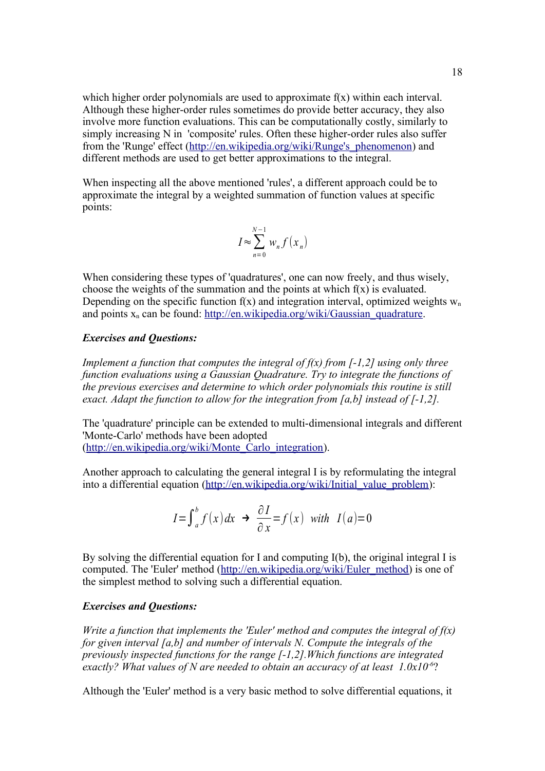which higher order polynomials are used to approximate f(x) within each interval. Although these higher-order rules sometimes do provide better accuracy, they also involve more function evaluations. This can be computationally costly, similarly to simply increasing N in 'composite' rules. Often these higher-order rules also suffer from the 'Runge' effect (http://en.wikipedia.org/wiki/Runge's_phenomenon) and different methods are used to get better approximations to the integral.

When inspecting all the above mentioned 'rules', a different approach could be to approximate the integral by a weighted summation of function values at specific points:

$$I \approx \sum_{n=0}^{N-1} w_n f(x_n)$$

When considering these types of 'quadratures', one can now freely, and thus wisely, choose the weights of the summation and the points at which f(x) is evaluated. Depending on the specific function f(x) and integration interval, optimized weights $w_n$ and points $x_n$ can be found: http://en.wikipedia.org/wiki/Gaussian_quadrature.

***Exercises and Questions:***

*Implement a function that computes the integral of f(x) from [-1,2] using only three function evaluations using a Gaussian Quadrature. Try to integrate the functions of the previous exercises and determine to which order polynomials this routine is still exact. Adapt the function to allow for the integration from [a,b] instead of [-1,2].*

The 'quadrature' principle can be extended to multi-dimensional integrals and different 'Monte-Carlo' methods have been adopted (http://en.wikipedia.org/wiki/Monte_Carlo_integration).

Another approach to calculating the general integral I is by reformulating the integral into a differential equation (http://en.wikipedia.org/wiki/Initial_value_problem):

$$I = \int_a^b f(x)\,dx \;\rightarrow\; \frac{\partial I}{\partial x} = f(x) \;\; with \;\; I(a) = 0$$

By solving the differential equation for I and computing I(b), the original integral I is computed. The 'Euler' method (http://en.wikipedia.org/wiki/Euler_method) is one of the simplest method to solving such a differential equation.

***Exercises and Questions:***

*Write a function that implements the 'Euler' method and computes the integral of f(x) for given interval [a,b] and number of intervals N. Compute the integrals of the previously inspected functions for the range [-1,2].Which functions are integrated exactly? What values of N are needed to obtain an accuracy of at least $1.0 \times 10^{-6}$?*

Although the 'Euler' method is a very basic method to solve differential equations, it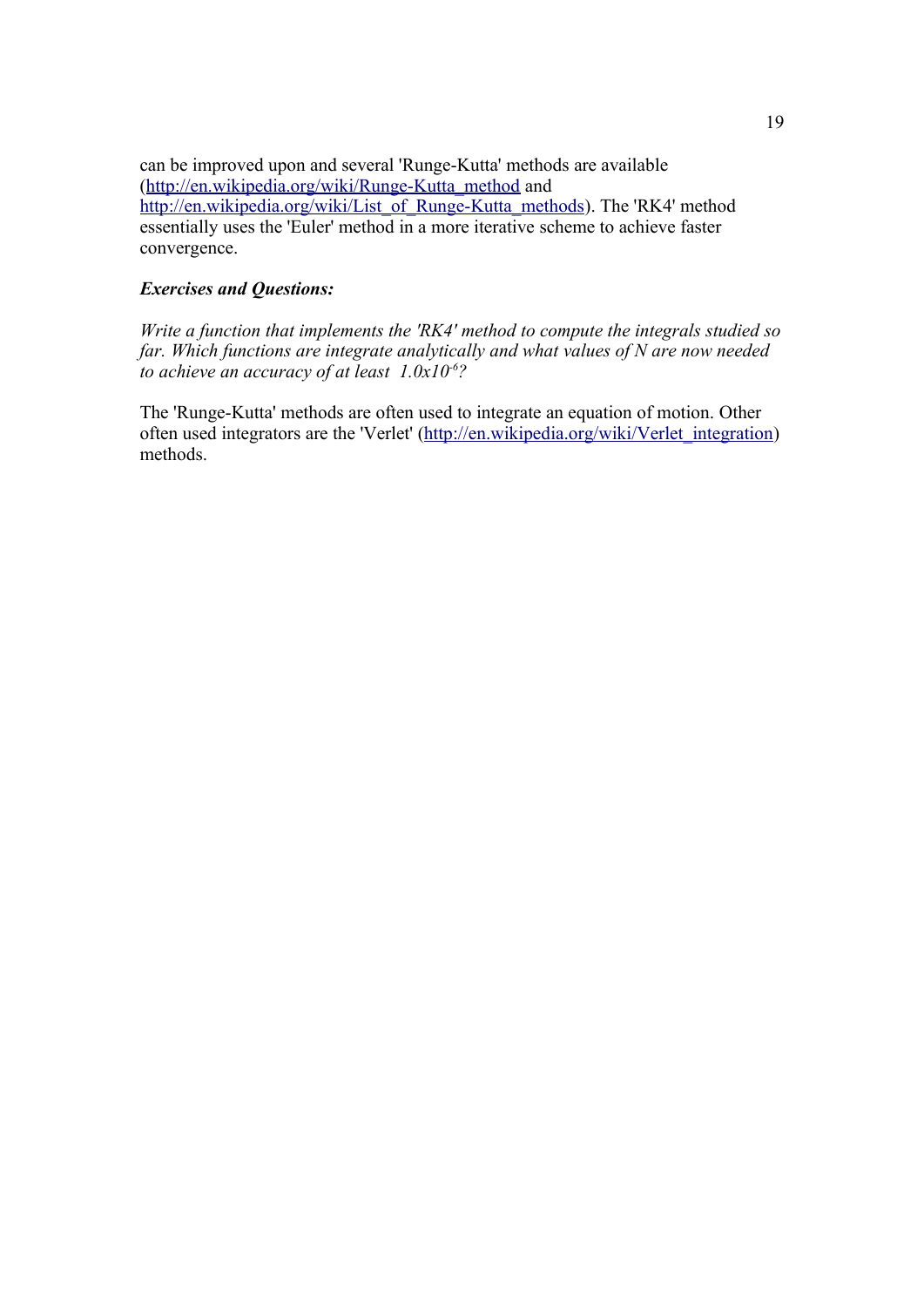can be improved upon and several 'Runge-Kutta' methods are available (http://en.wikipedia.org/wiki/Runge-Kutta_method and http://en.wikipedia.org/wiki/List_of_Runge-Kutta_methods). The 'RK4' method essentially uses the 'Euler' method in a more iterative scheme to achieve faster convergence.

***Exercises and Questions:***

*Write a function that implements the 'RK4' method to compute the integrals studied so far. Which functions are integrate analytically and what values of N are now needed to achieve an accuracy of at least* $1.0x10^{-6}$*?*

The 'Runge-Kutta' methods are often used to integrate an equation of motion. Other often used integrators are the 'Verlet' (http://en.wikipedia.org/wiki/Verlet_integration) methods.